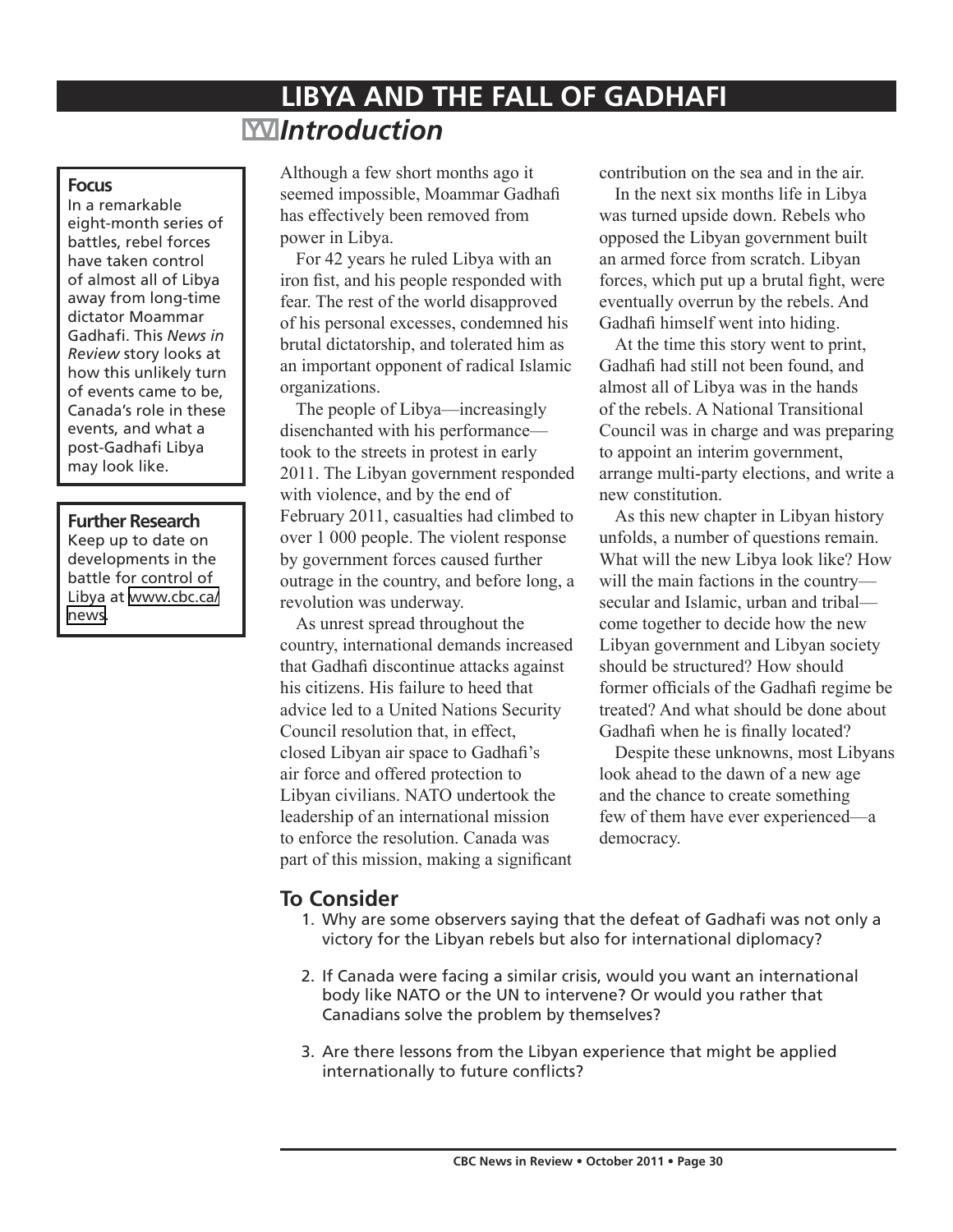# LIBYA AND THE FALL OF GADHAFI

## *Introduction*

**Focus**

In a remarkable eight-month series of battles, rebel forces have taken control of almost all of Libya away from long-time dictator Moammar Gadhafi. This *News in Review* story looks at how this unlikely turn of events came to be, Canada's role in these events, and what a post-Gadhafi Libya may look like.

**Further Research**

Keep up to date on developments in the battle for control of Libya at www.cbc.ca/news.

Although a few short months ago it seemed impossible, Moammar Gadhafi has effectively been removed from power in Libya.

For 42 years he ruled Libya with an iron fist, and his people responded with fear. The rest of the world disapproved of his personal excesses, condemned his brutal dictatorship, and tolerated him as an important opponent of radical Islamic organizations.

The people of Libya—increasingly disenchanted with his performance—took to the streets in protest in early 2011. The Libyan government responded with violence, and by the end of February 2011, casualties had climbed to over 1 000 people. The violent response by government forces caused further outrage in the country, and before long, a revolution was underway.

As unrest spread throughout the country, international demands increased that Gadhafi discontinue attacks against his citizens. His failure to heed that advice led to a United Nations Security Council resolution that, in effect, closed Libyan air space to Gadhafi's air force and offered protection to Libyan civilians. NATO undertook the leadership of an international mission to enforce the resolution. Canada was part of this mission, making a significant contribution on the sea and in the air.

In the next six months life in Libya was turned upside down. Rebels who opposed the Libyan government built an armed force from scratch. Libyan forces, which put up a brutal fight, were eventually overrun by the rebels. And Gadhafi himself went into hiding.

At the time this story went to print, Gadhafi had still not been found, and almost all of Libya was in the hands of the rebels. A National Transitional Council was in charge and was preparing to appoint an interim government, arrange multi-party elections, and write a new constitution.

As this new chapter in Libyan history unfolds, a number of questions remain. What will the new Libya look like? How will the main factions in the country—secular and Islamic, urban and tribal—come together to decide how the new Libyan government and Libyan society should be structured? How should former officials of the Gadhafi regime be treated? And what should be done about Gadhafi when he is finally located?

Despite these unknowns, most Libyans look ahead to the dawn of a new age and the chance to create something few of them have ever experienced—a democracy.

## To Consider

1. Why are some observers saying that the defeat of Gadhafi was not only a victory for the Libyan rebels but also for international diplomacy?
2. If Canada were facing a similar crisis, would you want an international body like NATO or the UN to intervene? Or would you rather that Canadians solve the problem by themselves?
3. Are there lessons from the Libyan experience that might be applied internationally to future conflicts?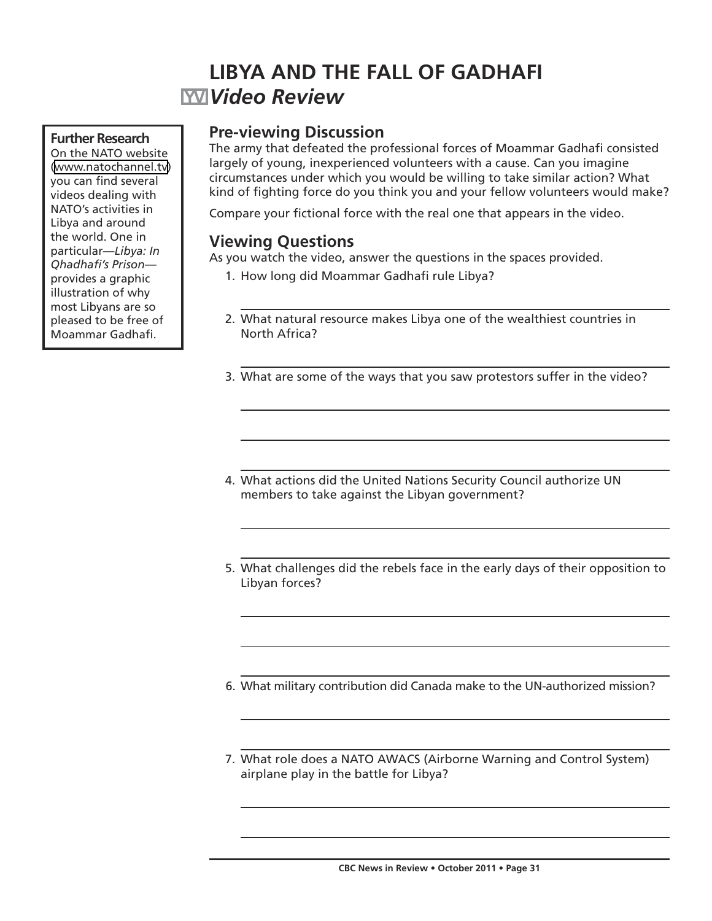# LIBYA AND THE FALL OF GADHAFI

## *Video Review*

> **Further Research**
> On the NATO website (www.natochannel.tv) you can find several videos dealing with NATO's activities in Libya and around the world. One in particular—*Libya: In Qhadhafi's Prison*—provides a graphic illustration of why most Libyans are so pleased to be free of Moammar Gadhafi.

### Pre-viewing Discussion

The army that defeated the professional forces of Moammar Gadhafi consisted largely of young, inexperienced volunteers with a cause. Can you imagine circumstances under which you would be willing to take similar action? What kind of fighting force do you think you and your fellow volunteers would make?

Compare your fictional force with the real one that appears in the video.

### Viewing Questions

As you watch the video, answer the questions in the spaces provided.

1. How long did Moammar Gadhafi rule Libya?

   ______________________________________________

2. What natural resource makes Libya one of the wealthiest countries in North Africa?

   ______________________________________________

3. What are some of the ways that you saw protestors suffer in the video?

   ______________________________________________

   ______________________________________________

   ______________________________________________

4. What actions did the United Nations Security Council authorize UN members to take against the Libyan government?

   ______________________________________________

   ______________________________________________

5. What challenges did the rebels face in the early days of their opposition to Libyan forces?

   ______________________________________________

   ______________________________________________

   ______________________________________________

6. What military contribution did Canada make to the UN-authorized mission?

   ______________________________________________

   ______________________________________________

7. What role does a NATO AWACS (Airborne Warning and Control System) airplane play in the battle for Libya?

   ______________________________________________

   ______________________________________________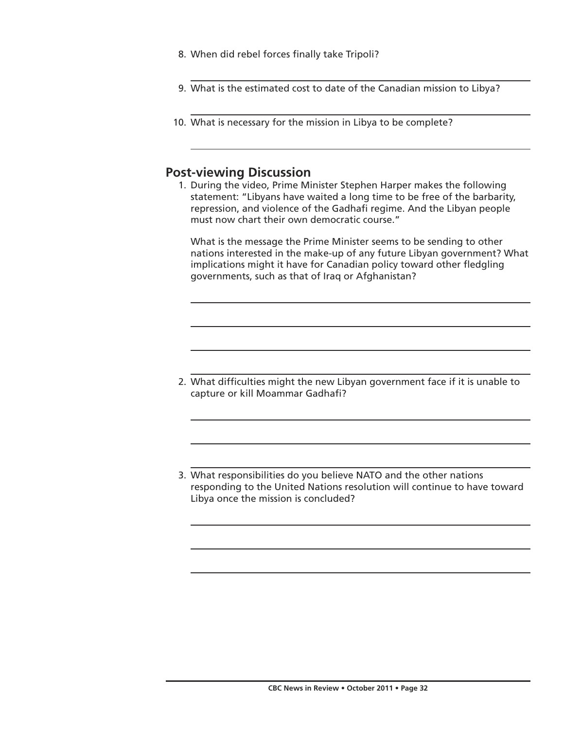8. When did rebel forces finally take Tripoli?

9. What is the estimated cost to date of the Canadian mission to Libya?

10. What is necessary for the mission in Libya to be complete?

## Post-viewing Discussion

1. During the video, Prime Minister Stephen Harper makes the following statement: "Libyans have waited a long time to be free of the barbarity, repression, and violence of the Gadhafi regime. And the Libyan people must now chart their own democratic course."

   What is the message the Prime Minister seems to be sending to other nations interested in the make-up of any future Libyan government? What implications might it have for Canadian policy toward other fledgling governments, such as that of Iraq or Afghanistan?

2. What difficulties might the new Libyan government face if it is unable to capture or kill Moammar Gadhafi?

3. What responsibilities do you believe NATO and the other nations responding to the United Nations resolution will continue to have toward Libya once the mission is concluded?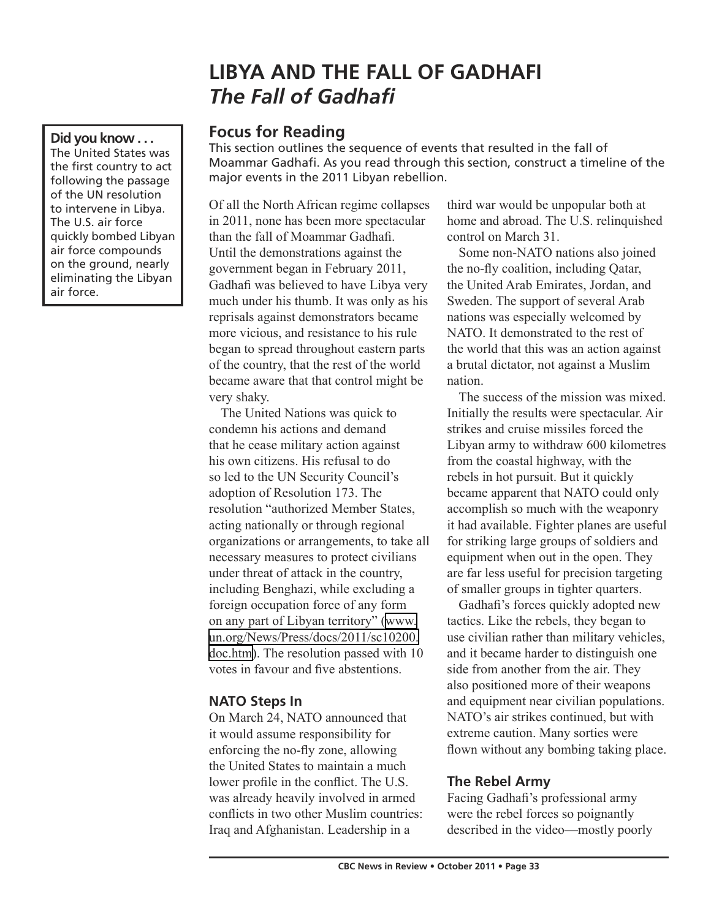# LIBYA AND THE FALL OF GADHAFI
## *The Fall of Gadhafi*

**Did you know . . .**
The United States was the first country to act following the passage of the UN resolution to intervene in Libya. The U.S. air force quickly bombed Libyan air force compounds on the ground, nearly eliminating the Libyan air force.

### Focus for Reading

This section outlines the sequence of events that resulted in the fall of Moammar Gadhafi. As you read through this section, construct a timeline of the major events in the 2011 Libyan rebellion.

Of all the North African regime collapses in 2011, none has been more spectacular than the fall of Moammar Gadhafi. Until the demonstrations against the government began in February 2011, Gadhafi was believed to have Libya very much under his thumb. It was only as his reprisals against demonstrators became more vicious, and resistance to his rule began to spread throughout eastern parts of the country, that the rest of the world became aware that that control might be very shaky.

The United Nations was quick to condemn his actions and demand that he cease military action against his own citizens. His refusal to do so led to the UN Security Council's adoption of Resolution 173. The resolution "authorized Member States, acting nationally or through regional organizations or arrangements, to take all necessary measures to protect civilians under threat of attack in the country, including Benghazi, while excluding a foreign occupation force of any form on any part of Libyan territory" (www.un.org/News/Press/docs/2011/sc10200.doc.htm). The resolution passed with 10 votes in favour and five abstentions.

### NATO Steps In

On March 24, NATO announced that it would assume responsibility for enforcing the no-fly zone, allowing the United States to maintain a much lower profile in the conflict. The U.S. was already heavily involved in armed conflicts in two other Muslim countries: Iraq and Afghanistan. Leadership in a third war would be unpopular both at home and abroad. The U.S. relinquished control on March 31.

Some non-NATO nations also joined the no-fly coalition, including Qatar, the United Arab Emirates, Jordan, and Sweden. The support of several Arab nations was especially welcomed by NATO. It demonstrated to the rest of the world that this was an action against a brutal dictator, not against a Muslim nation.

The success of the mission was mixed. Initially the results were spectacular. Air strikes and cruise missiles forced the Libyan army to withdraw 600 kilometres from the coastal highway, with the rebels in hot pursuit. But it quickly became apparent that NATO could only accomplish so much with the weaponry it had available. Fighter planes are useful for striking large groups of soldiers and equipment when out in the open. They are far less useful for precision targeting of smaller groups in tighter quarters.

Gadhafi's forces quickly adopted new tactics. Like the rebels, they began to use civilian rather than military vehicles, and it became harder to distinguish one side from another from the air. They also positioned more of their weapons and equipment near civilian populations. NATO's air strikes continued, but with extreme caution. Many sorties were flown without any bombing taking place.

### The Rebel Army

Facing Gadhafi's professional army were the rebel forces so poignantly described in the video—mostly poorly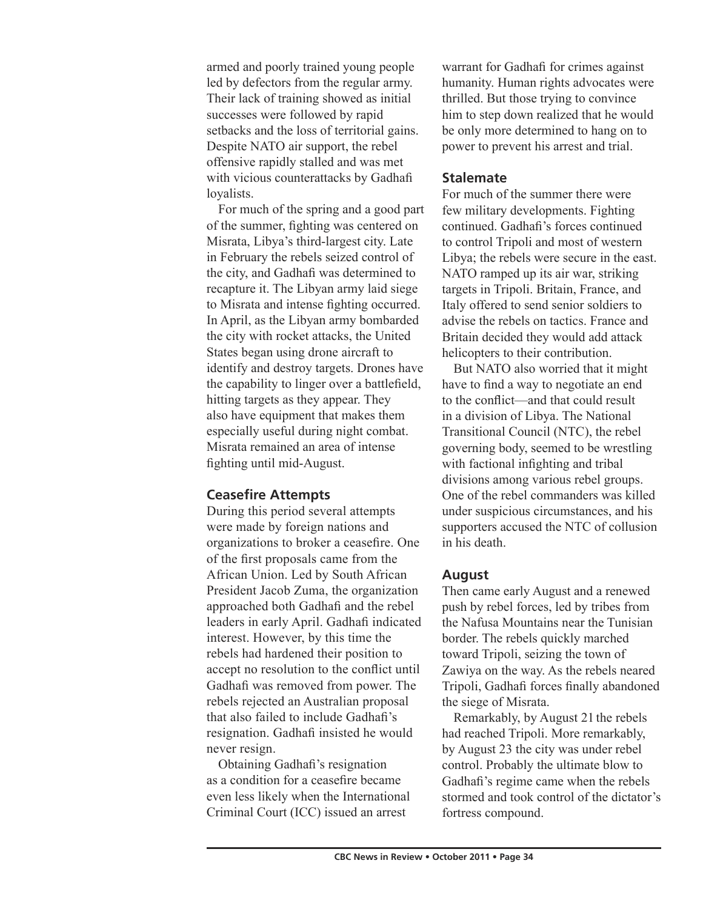armed and poorly trained young people led by defectors from the regular army. Their lack of training showed as initial successes were followed by rapid setbacks and the loss of territorial gains. Despite NATO air support, the rebel offensive rapidly stalled and was met with vicious counterattacks by Gadhafi loyalists.

For much of the spring and a good part of the summer, fighting was centered on Misrata, Libya's third-largest city. Late in February the rebels seized control of the city, and Gadhafi was determined to recapture it. The Libyan army laid siege to Misrata and intense fighting occurred. In April, as the Libyan army bombarded the city with rocket attacks, the United States began using drone aircraft to identify and destroy targets. Drones have the capability to linger over a battlefield, hitting targets as they appear. They also have equipment that makes them especially useful during night combat. Misrata remained an area of intense fighting until mid-August.

### Ceasefire Attempts

During this period several attempts were made by foreign nations and organizations to broker a ceasefire. One of the first proposals came from the African Union. Led by South African President Jacob Zuma, the organization approached both Gadhafi and the rebel leaders in early April. Gadhafi indicated interest. However, by this time the rebels had hardened their position to accept no resolution to the conflict until Gadhafi was removed from power. The rebels rejected an Australian proposal that also failed to include Gadhafi's resignation. Gadhafi insisted he would never resign.

Obtaining Gadhafi's resignation as a condition for a ceasefire became even less likely when the International Criminal Court (ICC) issued an arrest warrant for Gadhafi for crimes against humanity. Human rights advocates were thrilled. But those trying to convince him to step down realized that he would be only more determined to hang on to power to prevent his arrest and trial.

### Stalemate

For much of the summer there were few military developments. Fighting continued. Gadhafi's forces continued to control Tripoli and most of western Libya; the rebels were secure in the east. NATO ramped up its air war, striking targets in Tripoli. Britain, France, and Italy offered to send senior soldiers to advise the rebels on tactics. France and Britain decided they would add attack helicopters to their contribution.

But NATO also worried that it might have to find a way to negotiate an end to the conflict—and that could result in a division of Libya. The National Transitional Council (NTC), the rebel governing body, seemed to be wrestling with factional infighting and tribal divisions among various rebel groups. One of the rebel commanders was killed under suspicious circumstances, and his supporters accused the NTC of collusion in his death.

### August

Then came early August and a renewed push by rebel forces, led by tribes from the Nafusa Mountains near the Tunisian border. The rebels quickly marched toward Tripoli, seizing the town of Zawiya on the way. As the rebels neared Tripoli, Gadhafi forces finally abandoned the siege of Misrata.

Remarkably, by August 21 the rebels had reached Tripoli. More remarkably, by August 23 the city was under rebel control. Probably the ultimate blow to Gadhafi's regime came when the rebels stormed and took control of the dictator's fortress compound.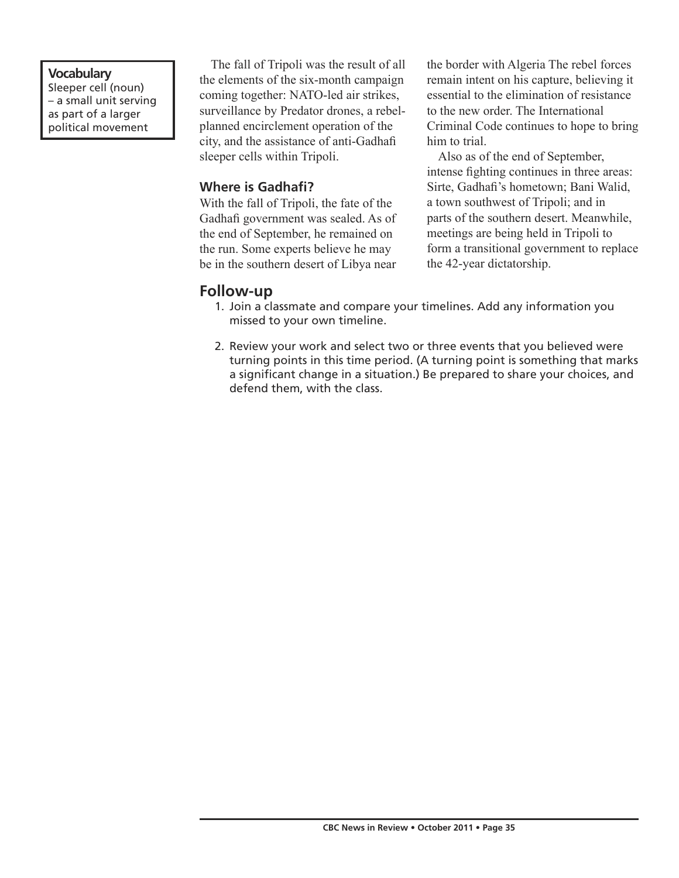**Vocabulary**
Sleeper cell (noun) – a small unit serving as part of a larger political movement

The fall of Tripoli was the result of all the elements of the six-month campaign coming together: NATO-led air strikes, surveillance by Predator drones, a rebel-planned encirclement operation of the city, and the assistance of anti-Gadhafi sleeper cells within Tripoli.

### Where is Gadhafi?

With the fall of Tripoli, the fate of the Gadhafi government was sealed. As of the end of September, he remained on the run. Some experts believe he may be in the southern desert of Libya near the border with Algeria The rebel forces remain intent on his capture, believing it essential to the elimination of resistance to the new order. The International Criminal Code continues to hope to bring him to trial.

Also as of the end of September, intense fighting continues in three areas: Sirte, Gadhafi's hometown; Bani Walid, a town southwest of Tripoli; and in parts of the southern desert. Meanwhile, meetings are being held in Tripoli to form a transitional government to replace the 42-year dictatorship.

## Follow-up

1. Join a classmate and compare your timelines. Add any information you missed to your own timeline.
2. Review your work and select two or three events that you believed were turning points in this time period. (A turning point is something that marks a significant change in a situation.) Be prepared to share your choices, and defend them, with the class.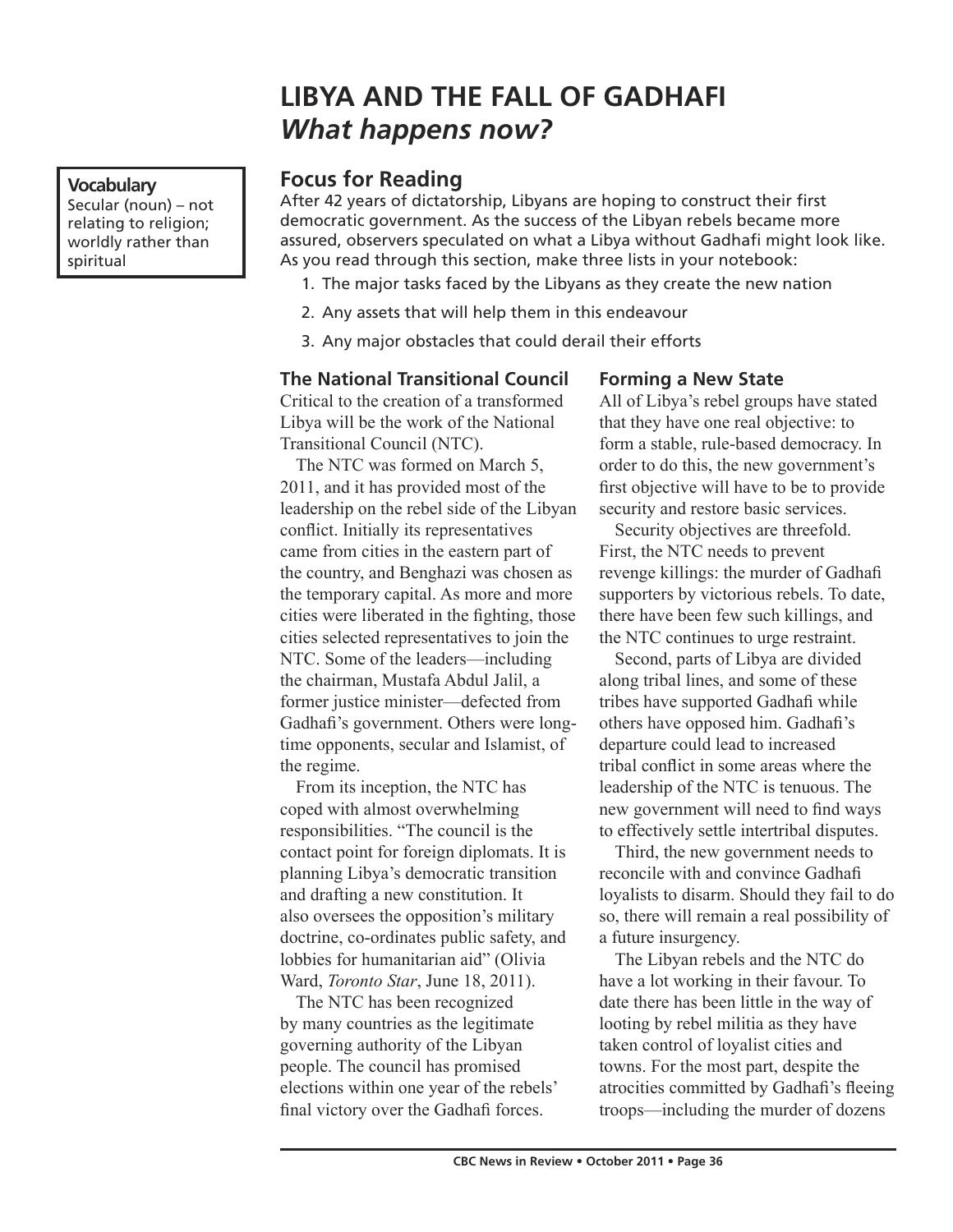# LIBYA AND THE FALL OF GADHAFI
## *What happens now?*

**Vocabulary**
Secular (noun) – not relating to religion; worldly rather than spiritual

### Focus for Reading

After 42 years of dictatorship, Libyans are hoping to construct their first democratic government. As the success of the Libyan rebels became more assured, observers speculated on what a Libya without Gadhafi might look like. As you read through this section, make three lists in your notebook:

1. The major tasks faced by the Libyans as they create the new nation
2. Any assets that will help them in this endeavour
3. Any major obstacles that could derail their efforts

### The National Transitional Council

Critical to the creation of a transformed Libya will be the work of the National Transitional Council (NTC).

The NTC was formed on March 5, 2011, and it has provided most of the leadership on the rebel side of the Libyan conflict. Initially its representatives came from cities in the eastern part of the country, and Benghazi was chosen as the temporary capital. As more and more cities were liberated in the fighting, those cities selected representatives to join the NTC. Some of the leaders—including the chairman, Mustafa Abdul Jalil, a former justice minister—defected from Gadhafi's government. Others were long-time opponents, secular and Islamist, of the regime.

From its inception, the NTC has coped with almost overwhelming responsibilities. "The council is the contact point for foreign diplomats. It is planning Libya's democratic transition and drafting a new constitution. It also oversees the opposition's military doctrine, co-ordinates public safety, and lobbies for humanitarian aid" (Olivia Ward, *Toronto Star*, June 18, 2011).

The NTC has been recognized by many countries as the legitimate governing authority of the Libyan people. The council has promised elections within one year of the rebels' final victory over the Gadhafi forces.

### Forming a New State

All of Libya's rebel groups have stated that they have one real objective: to form a stable, rule-based democracy. In order to do this, the new government's first objective will have to be to provide security and restore basic services.

Security objectives are threefold. First, the NTC needs to prevent revenge killings: the murder of Gadhafi supporters by victorious rebels. To date, there have been few such killings, and the NTC continues to urge restraint.

Second, parts of Libya are divided along tribal lines, and some of these tribes have supported Gadhafi while others have opposed him. Gadhafi's departure could lead to increased tribal conflict in some areas where the leadership of the NTC is tenuous. The new government will need to find ways to effectively settle intertribal disputes.

Third, the new government needs to reconcile with and convince Gadhafi loyalists to disarm. Should they fail to do so, there will remain a real possibility of a future insurgency.

The Libyan rebels and the NTC do have a lot working in their favour. To date there has been little in the way of looting by rebel militia as they have taken control of loyalist cities and towns. For the most part, despite the atrocities committed by Gadhafi's fleeing troops—including the murder of dozens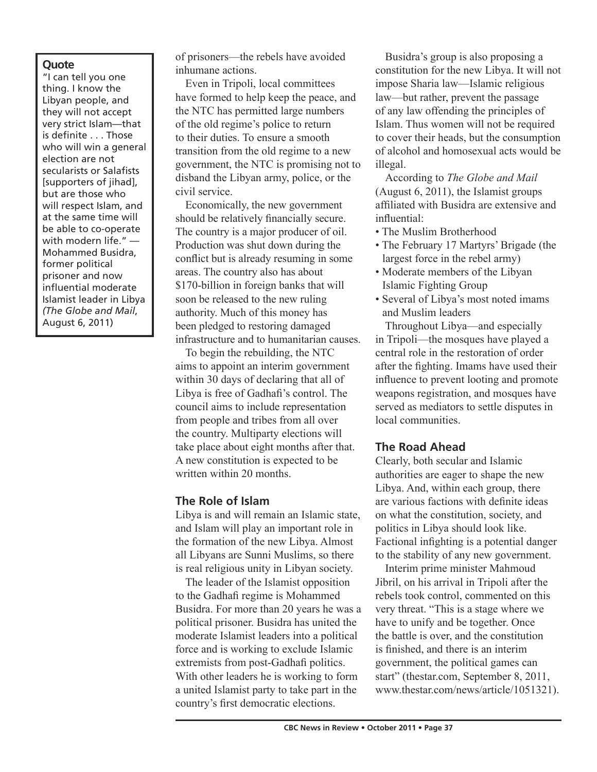> **Quote**
>
> "I can tell you one thing. I know the Libyan people, and they will not accept very strict Islam—that is definite . . . Those who will win a general election are not secularists or Salafists [supporters of jihad], but are those who will respect Islam, and at the same time will be able to co-operate with modern life." — Mohammed Busidra, former political prisoner and now influential moderate Islamist leader in Libya *(The Globe and Mail*, August 6, 2011)

of prisoners—the rebels have avoided inhumane actions.

Even in Tripoli, local committees have formed to help keep the peace, and the NTC has permitted large numbers of the old regime's police to return to their duties. To ensure a smooth transition from the old regime to a new government, the NTC is promising not to disband the Libyan army, police, or the civil service.

Economically, the new government should be relatively financially secure. The country is a major producer of oil. Production was shut down during the conflict but is already resuming in some areas. The country also has about $170-billion in foreign banks that will soon be released to the new ruling authority. Much of this money has been pledged to restoring damaged infrastructure and to humanitarian causes.

To begin the rebuilding, the NTC aims to appoint an interim government within 30 days of declaring that all of Libya is free of Gadhafi's control. The council aims to include representation from people and tribes from all over the country. Multiparty elections will take place about eight months after that. A new constitution is expected to be written within 20 months.

## The Role of Islam

Libya is and will remain an Islamic state, and Islam will play an important role in the formation of the new Libya. Almost all Libyans are Sunni Muslims, so there is real religious unity in Libyan society.

The leader of the Islamist opposition to the Gadhafi regime is Mohammed Busidra. For more than 20 years he was a political prisoner. Busidra has united the moderate Islamist leaders into a political force and is working to exclude Islamic extremists from post-Gadhafi politics. With other leaders he is working to form a united Islamist party to take part in the country's first democratic elections.

Busidra's group is also proposing a constitution for the new Libya. It will not impose Sharia law—Islamic religious law—but rather, prevent the passage of any law offending the principles of Islam. Thus women will not be required to cover their heads, but the consumption of alcohol and homosexual acts would be illegal.

According to *The Globe and Mail* (August 6, 2011), the Islamist groups affiliated with Busidra are extensive and influential:

- The Muslim Brotherhood
- The February 17 Martyrs' Brigade (the largest force in the rebel army)
- Moderate members of the Libyan Islamic Fighting Group
- Several of Libya's most noted imams and Muslim leaders

Throughout Libya—and especially in Tripoli—the mosques have played a central role in the restoration of order after the fighting. Imams have used their influence to prevent looting and promote weapons registration, and mosques have served as mediators to settle disputes in local communities.

## The Road Ahead

Clearly, both secular and Islamic authorities are eager to shape the new Libya. And, within each group, there are various factions with definite ideas on what the constitution, society, and politics in Libya should look like. Factional infighting is a potential danger to the stability of any new government.

Interim prime minister Mahmoud Jibril, on his arrival in Tripoli after the rebels took control, commented on this very threat. "This is a stage where we have to unify and be together. Once the battle is over, and the constitution is finished, and there is an interim government, the political games can start" (thestar.com, September 8, 2011, www.thestar.com/news/article/1051321).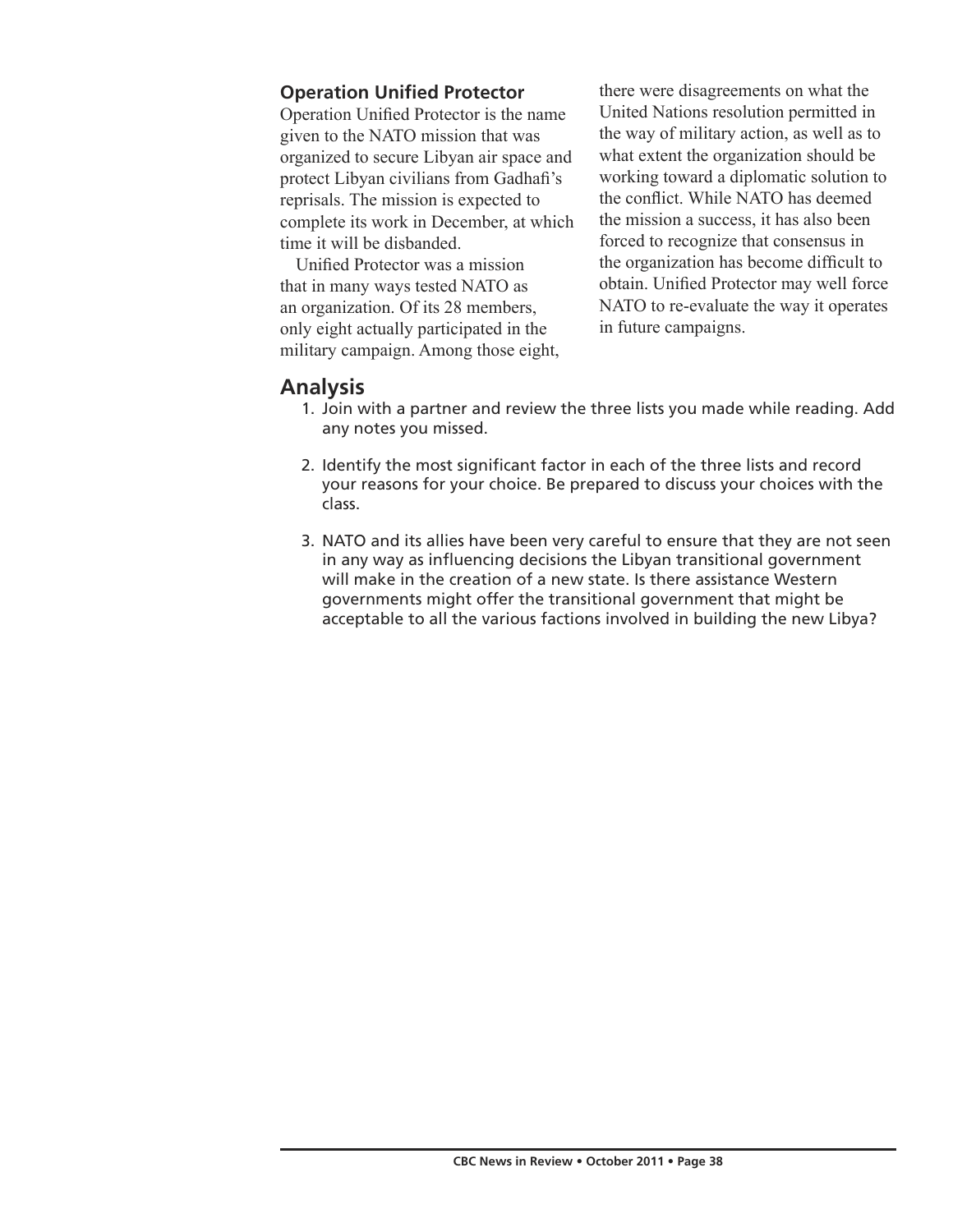### Operation Unified Protector

Operation Unified Protector is the name given to the NATO mission that was organized to secure Libyan air space and protect Libyan civilians from Gadhafi's reprisals. The mission is expected to complete its work in December, at which time it will be disbanded.

Unified Protector was a mission that in many ways tested NATO as an organization. Of its 28 members, only eight actually participated in the military campaign. Among those eight, there were disagreements on what the United Nations resolution permitted in the way of military action, as well as to what extent the organization should be working toward a diplomatic solution to the conflict. While NATO has deemed the mission a success, it has also been forced to recognize that consensus in the organization has become difficult to obtain. Unified Protector may well force NATO to re-evaluate the way it operates in future campaigns.

## Analysis

1. Join with a partner and review the three lists you made while reading. Add any notes you missed.
2. Identify the most significant factor in each of the three lists and record your reasons for your choice. Be prepared to discuss your choices with the class.
3. NATO and its allies have been very careful to ensure that they are not seen in any way as influencing decisions the Libyan transitional government will make in the creation of a new state. Is there assistance Western governments might offer the transitional government that might be acceptable to all the various factions involved in building the new Libya?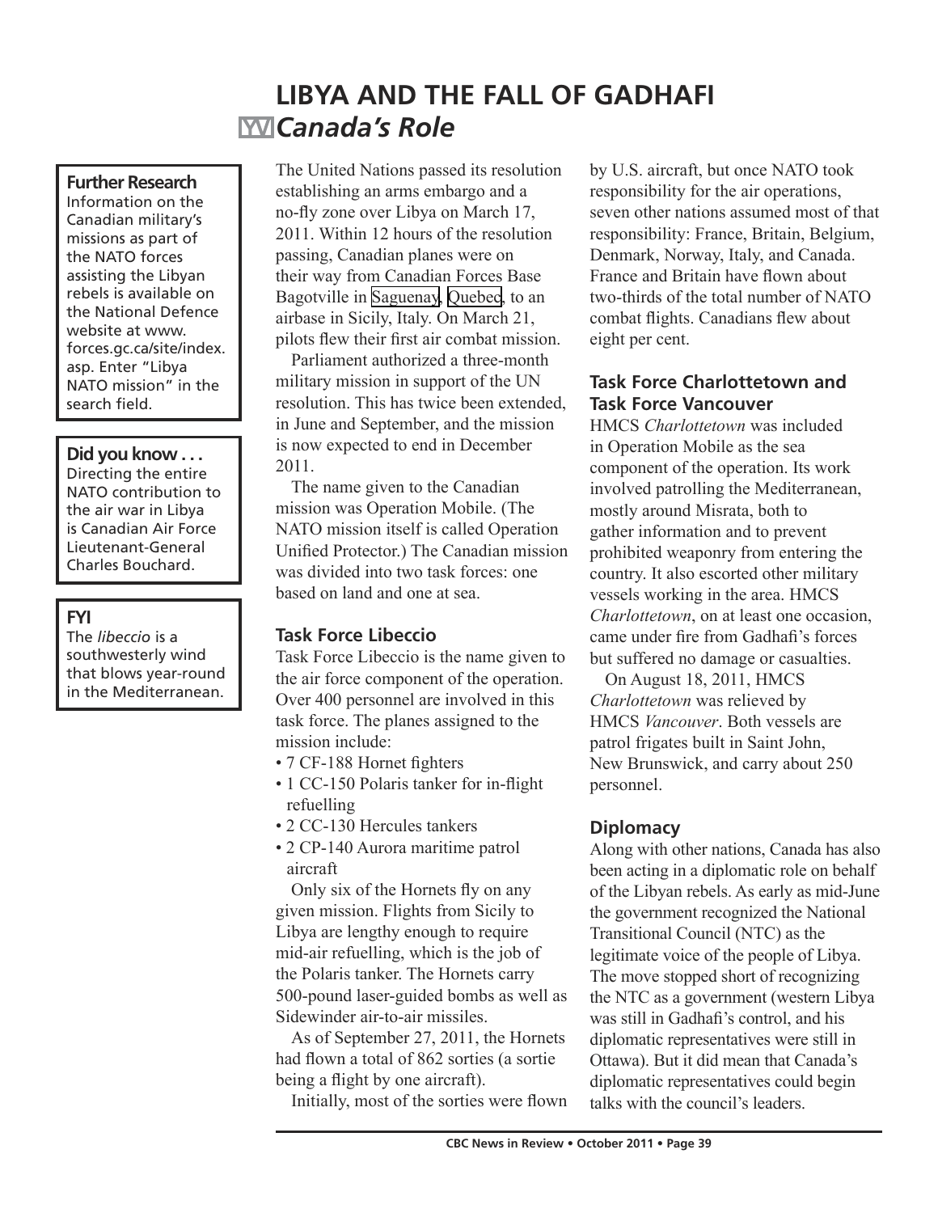# LIBYA AND THE FALL OF GADHAFI

## Canada's Role

**Further Research**

Information on the Canadian military's missions as part of the NATO forces assisting the Libyan rebels is available on the National Defence website at www.forces.gc.ca/site/index.asp. Enter "Libya NATO mission" in the search field.

**Did you know . . .**

Directing the entire NATO contribution to the air war in Libya is Canadian Air Force Lieutenant-General Charles Bouchard.

**FYI**

The *libeccio* is a southwesterly wind that blows year-round in the Mediterranean.

The United Nations passed its resolution establishing an arms embargo and a no-fly zone over Libya on March 17, 2011. Within 12 hours of the resolution passing, Canadian planes were on their way from Canadian Forces Base Bagotville in Saguenay, Quebec, to an airbase in Sicily, Italy. On March 21, pilots flew their first air combat mission.

Parliament authorized a three-month military mission in support of the UN resolution. This has twice been extended, in June and September, and the mission is now expected to end in December 2011.

The name given to the Canadian mission was Operation Mobile. (The NATO mission itself is called Operation Unified Protector.) The Canadian mission was divided into two task forces: one based on land and one at sea.

### Task Force Libeccio

Task Force Libeccio is the name given to the air force component of the operation. Over 400 personnel are involved in this task force. The planes assigned to the mission include:

- 7 CF-188 Hornet fighters
- 1 CC-150 Polaris tanker for in-flight refuelling
- 2 CC-130 Hercules tankers
- 2 CP-140 Aurora maritime patrol aircraft

Only six of the Hornets fly on any given mission. Flights from Sicily to Libya are lengthy enough to require mid-air refuelling, which is the job of the Polaris tanker. The Hornets carry 500-pound laser-guided bombs as well as Sidewinder air-to-air missiles.

As of September 27, 2011, the Hornets had flown a total of 862 sorties (a sortie being a flight by one aircraft).

Initially, most of the sorties were flown by U.S. aircraft, but once NATO took responsibility for the air operations, seven other nations assumed most of that responsibility: France, Britain, Belgium, Denmark, Norway, Italy, and Canada. France and Britain have flown about two-thirds of the total number of NATO combat flights. Canadians flew about eight per cent.

### Task Force Charlottetown and Task Force Vancouver

HMCS *Charlottetown* was included in Operation Mobile as the sea component of the operation. Its work involved patrolling the Mediterranean, mostly around Misrata, both to gather information and to prevent prohibited weaponry from entering the country. It also escorted other military vessels working in the area. HMCS *Charlottetown*, on at least one occasion, came under fire from Gadhafi's forces but suffered no damage or casualties.

On August 18, 2011, HMCS *Charlottetown* was relieved by HMCS *Vancouver*. Both vessels are patrol frigates built in Saint John, New Brunswick, and carry about 250 personnel.

### Diplomacy

Along with other nations, Canada has also been acting in a diplomatic role on behalf of the Libyan rebels. As early as mid-June the government recognized the National Transitional Council (NTC) as the legitimate voice of the people of Libya. The move stopped short of recognizing the NTC as a government (western Libya was still in Gadhafi's control, and his diplomatic representatives were still in Ottawa). But it did mean that Canada's diplomatic representatives could begin talks with the council's leaders.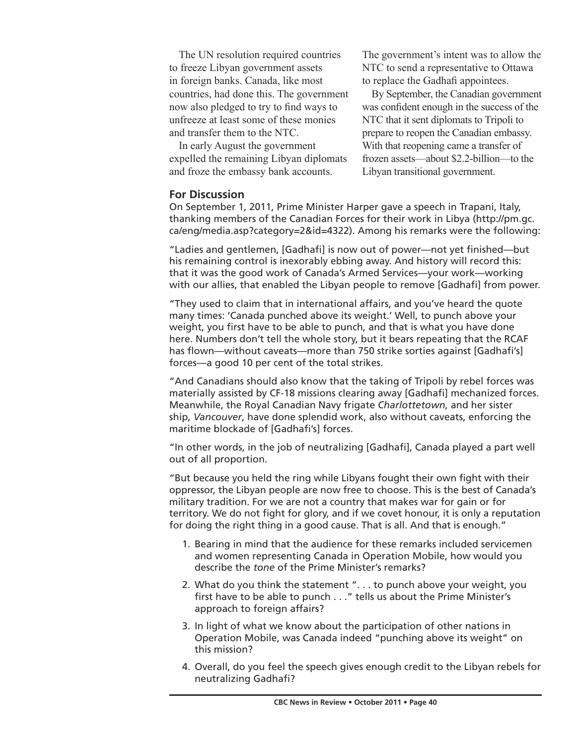The UN resolution required countries to freeze Libyan government assets in foreign banks. Canada, like most countries, had done this. The government now also pledged to try to find ways to unfreeze at least some of these monies and transfer them to the NTC.

In early August the government expelled the remaining Libyan diplomats and froze the embassy bank accounts. The government's intent was to allow the NTC to send a representative to Ottawa to replace the Gadhafi appointees.

By September, the Canadian government was confident enough in the success of the NTC that it sent diplomats to Tripoli to prepare to reopen the Canadian embassy. With that reopening came a transfer of frozen assets—about $2.2-billion—to the Libyan transitional government.

## For Discussion

On September 1, 2011, Prime Minister Harper gave a speech in Trapani, Italy, thanking members of the Canadian Forces for their work in Libya (http://pm.gc.ca/eng/media.asp?category=2&id=4322). Among his remarks were the following:

"Ladies and gentlemen, [Gadhafi] is now out of power—not yet finished—but his remaining control is inexorably ebbing away. And history will record this: that it was the good work of Canada's Armed Services—your work—working with our allies, that enabled the Libyan people to remove [Gadhafi] from power.

"They used to claim that in international affairs, and you've heard the quote many times: 'Canada punched above its weight.' Well, to punch above your weight, you first have to be able to punch, and that is what you have done here. Numbers don't tell the whole story, but it bears repeating that the RCAF has flown—without caveats—more than 750 strike sorties against [Gadhafi's] forces—a good 10 per cent of the total strikes.

"And Canadians should also know that the taking of Tripoli by rebel forces was materially assisted by CF-18 missions clearing away [Gadhafi] mechanized forces. Meanwhile, the Royal Canadian Navy frigate *Charlottetown*, and her sister ship, *Vancouver*, have done splendid work, also without caveats, enforcing the maritime blockade of [Gadhafi's] forces.

"In other words, in the job of neutralizing [Gadhafi], Canada played a part well out of all proportion.

"But because you held the ring while Libyans fought their own fight with their oppressor, the Libyan people are now free to choose. This is the best of Canada's military tradition. For we are not a country that makes war for gain or for territory. We do not fight for glory, and if we covet honour, it is only a reputation for doing the right thing in a good cause. That is all. And that is enough."

1. Bearing in mind that the audience for these remarks included servicemen and women representing Canada in Operation Mobile, how would you describe the *tone* of the Prime Minister's remarks?
2. What do you think the statement ". . . to punch above your weight, you first have to be able to punch . . ." tells us about the Prime Minister's approach to foreign affairs?
3. In light of what we know about the participation of other nations in Operation Mobile, was Canada indeed "punching above its weight" on this mission?
4. Overall, do you feel the speech gives enough credit to the Libyan rebels for neutralizing Gadhafi?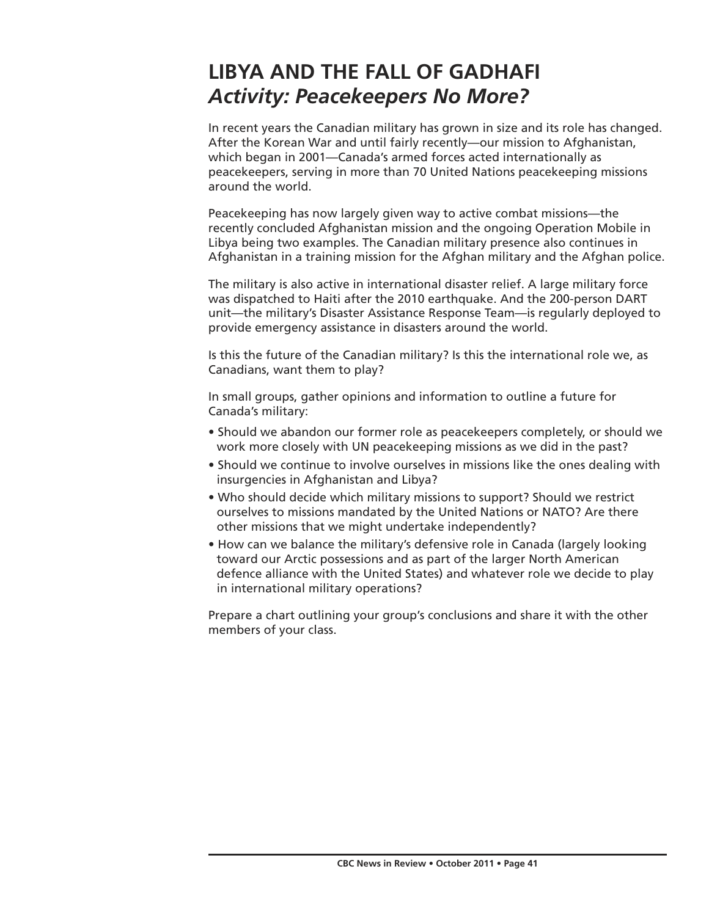# LIBYA AND THE FALL OF GADHAFI
## *Activity: Peacekeepers No More?*

In recent years the Canadian military has grown in size and its role has changed. After the Korean War and until fairly recently—our mission to Afghanistan, which began in 2001—Canada's armed forces acted internationally as peacekeepers, serving in more than 70 United Nations peacekeeping missions around the world.

Peacekeeping has now largely given way to active combat missions—the recently concluded Afghanistan mission and the ongoing Operation Mobile in Libya being two examples. The Canadian military presence also continues in Afghanistan in a training mission for the Afghan military and the Afghan police.

The military is also active in international disaster relief. A large military force was dispatched to Haiti after the 2010 earthquake. And the 200-person DART unit—the military's Disaster Assistance Response Team—is regularly deployed to provide emergency assistance in disasters around the world.

Is this the future of the Canadian military? Is this the international role we, as Canadians, want them to play?

In small groups, gather opinions and information to outline a future for Canada's military:

- Should we abandon our former role as peacekeepers completely, or should we work more closely with UN peacekeeping missions as we did in the past?
- Should we continue to involve ourselves in missions like the ones dealing with insurgencies in Afghanistan and Libya?
- Who should decide which military missions to support? Should we restrict ourselves to missions mandated by the United Nations or NATO? Are there other missions that we might undertake independently?
- How can we balance the military's defensive role in Canada (largely looking toward our Arctic possessions and as part of the larger North American defence alliance with the United States) and whatever role we decide to play in international military operations?

Prepare a chart outlining your group's conclusions and share it with the other members of your class.